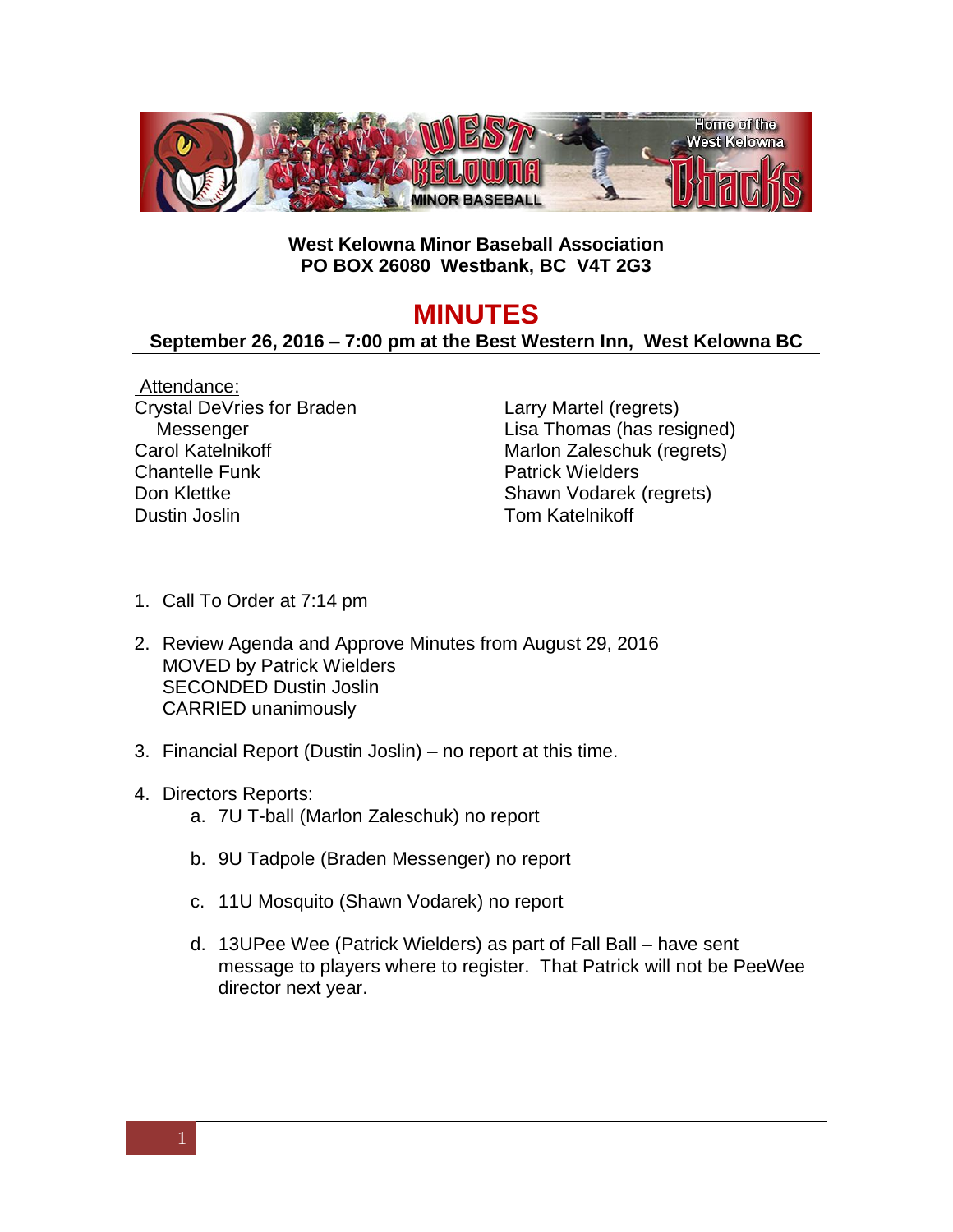**West Kelowna Minor Baseball Association**
**PO BOX 26080 Westbank, BC V4T 2G3**

# MINUTES

**September 26, 2016 – 7:00 pm at the Best Western Inn, West Kelowna BC**

Attendance:

Crystal DeVries for Braden Messenger
Carol Katelnikoff
Chantelle Funk
Don Klettke
Dustin Joslin
Larry Martel (regrets)
Lisa Thomas (has resigned)
Marlon Zaleschuk (regrets)
Patrick Wielders
Shawn Vodarek (regrets)
Tom Katelnikoff

1. Call To Order at 7:14 pm

2. Review Agenda and Approve Minutes from August 29, 2016
   MOVED by Patrick Wielders
   SECONDED Dustin Joslin
   CARRIED unanimously

3. Financial Report (Dustin Joslin) – no report at this time.

4. Directors Reports:
   a. 7U T-ball (Marlon Zaleschuk) no report

   b. 9U Tadpole (Braden Messenger) no report

   c. 11U Mosquito (Shawn Vodarek) no report

   d. 13UPee Wee (Patrick Wielders) as part of Fall Ball – have sent message to players where to register. That Patrick will not be PeeWee director next year.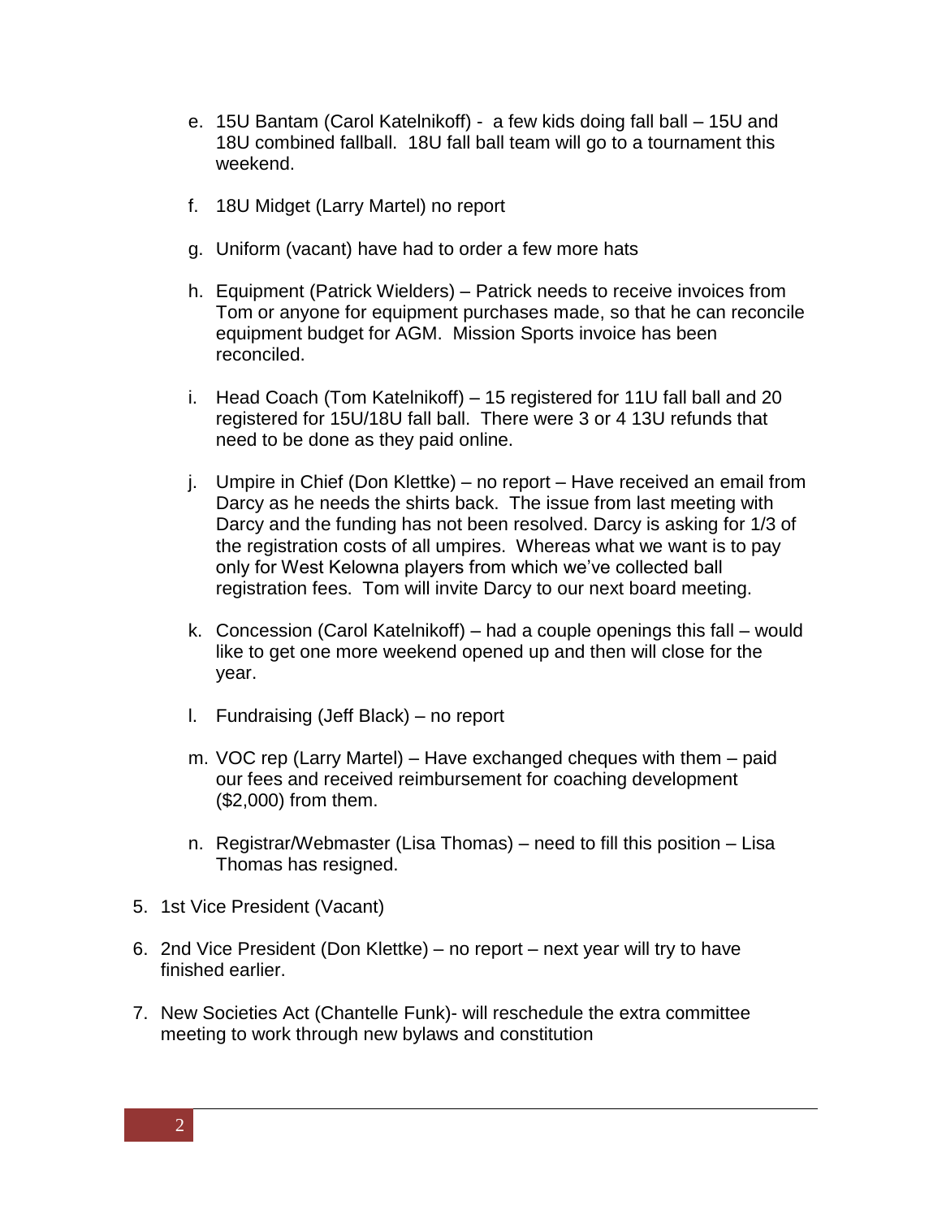e. 15U Bantam (Carol Katelnikoff) - a few kids doing fall ball – 15U and 18U combined fallball. 18U fall ball team will go to a tournament this weekend.

f. 18U Midget (Larry Martel) no report

g. Uniform (vacant) have had to order a few more hats

h. Equipment (Patrick Wielders) – Patrick needs to receive invoices from Tom or anyone for equipment purchases made, so that he can reconcile equipment budget for AGM. Mission Sports invoice has been reconciled.

i. Head Coach (Tom Katelnikoff) – 15 registered for 11U fall ball and 20 registered for 15U/18U fall ball. There were 3 or 4 13U refunds that need to be done as they paid online.

j. Umpire in Chief (Don Klettke) – no report – Have received an email from Darcy as he needs the shirts back. The issue from last meeting with Darcy and the funding has not been resolved. Darcy is asking for 1/3 of the registration costs of all umpires. Whereas what we want is to pay only for West Kelowna players from which we've collected ball registration fees. Tom will invite Darcy to our next board meeting.

k. Concession (Carol Katelnikoff) – had a couple openings this fall – would like to get one more weekend opened up and then will close for the year.

l. Fundraising (Jeff Black) – no report

m. VOC rep (Larry Martel) – Have exchanged cheques with them – paid our fees and received reimbursement for coaching development ($2,000) from them.

n. Registrar/Webmaster (Lisa Thomas) – need to fill this position – Lisa Thomas has resigned.

5. 1st Vice President (Vacant)

6. 2nd Vice President (Don Klettke) – no report – next year will try to have finished earlier.

7. New Societies Act (Chantelle Funk)- will reschedule the extra committee meeting to work through new bylaws and constitution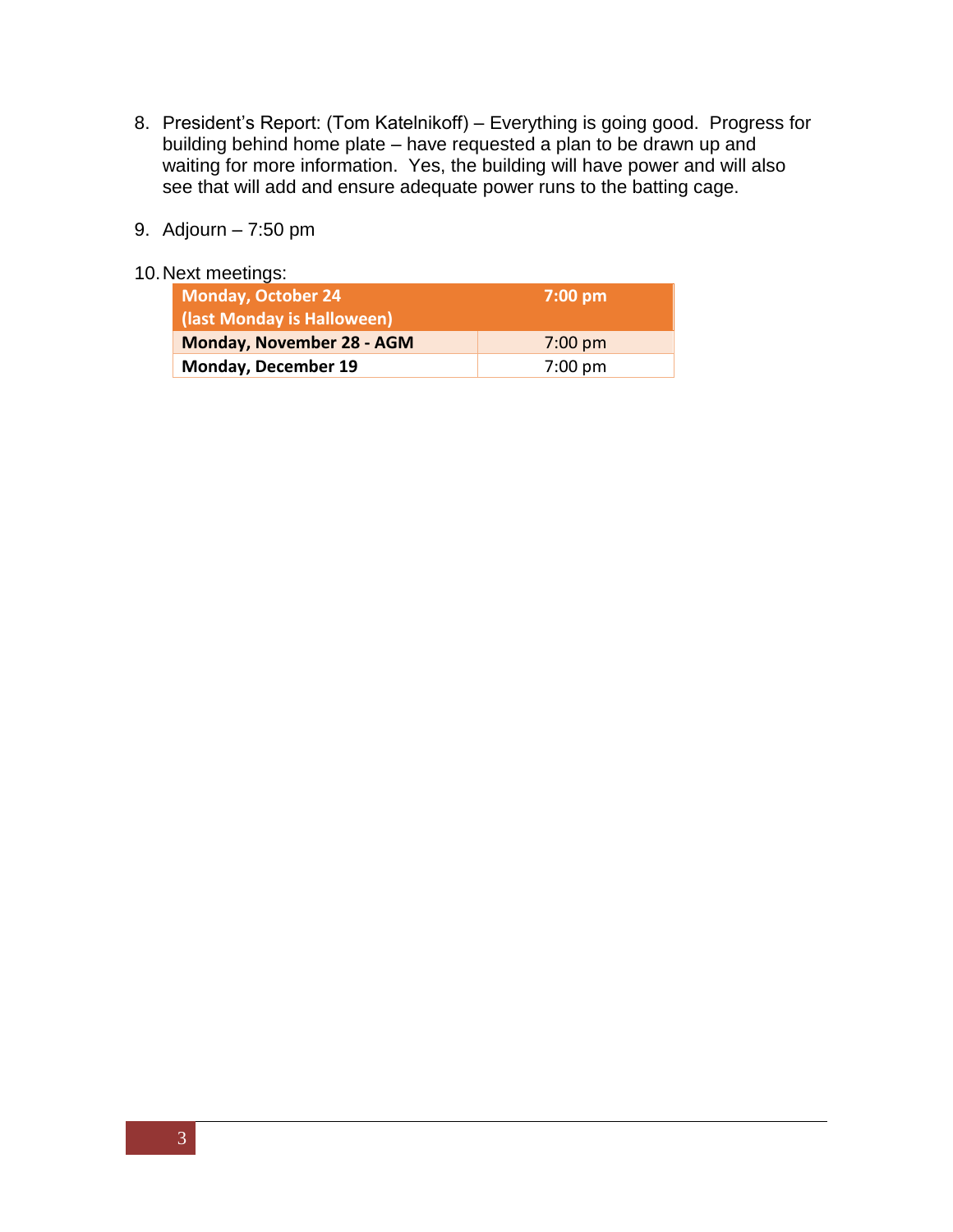8. President's Report: (Tom Katelnikoff) – Everything is going good. Progress for building behind home plate – have requested a plan to be drawn up and waiting for more information. Yes, the building will have power and will also see that will add and ensure adequate power runs to the batting cage.

9. Adjourn – 7:50 pm

10. Next meetings:

| Monday, October 24 (last Monday is Halloween) | 7:00 pm |
|---|---|
| **Monday, November 28 - AGM** | 7:00 pm |
| **Monday, December 19** | 7:00 pm |